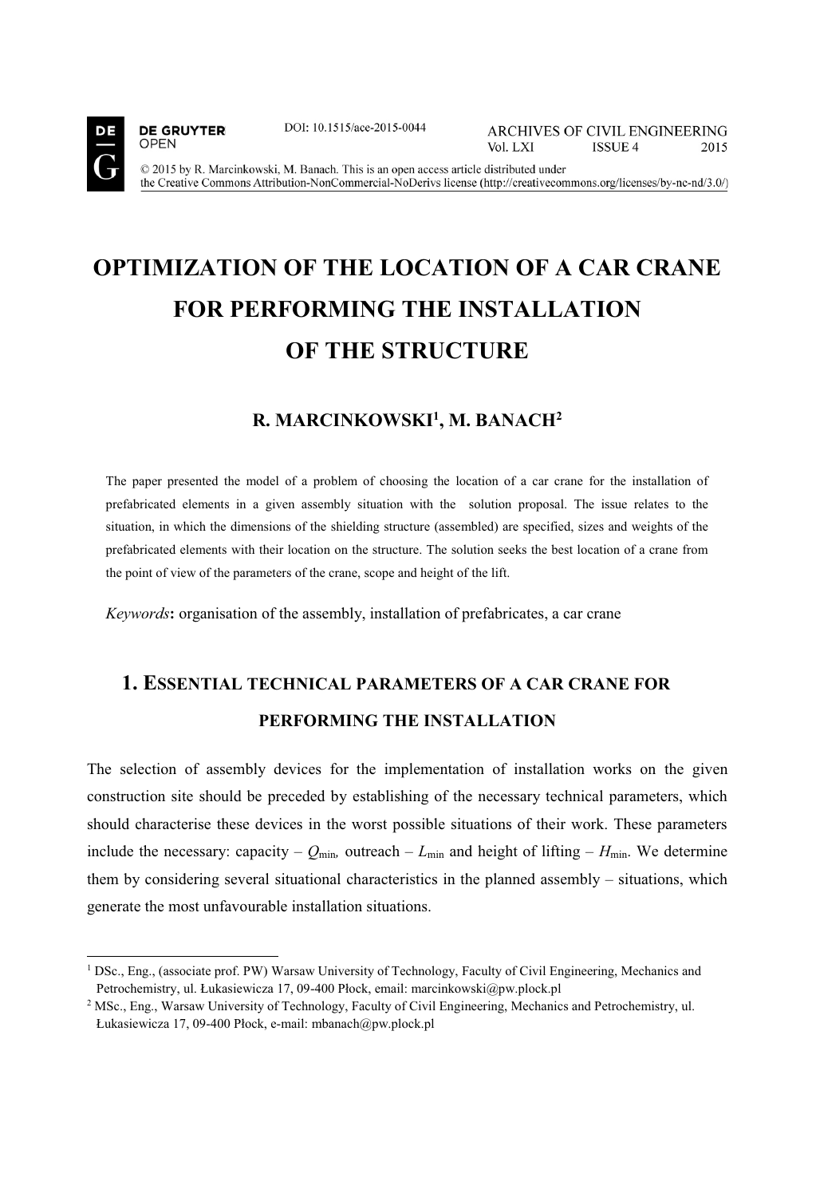DOI: 10.1515/ace-2015-0044

ARCHIVES OF CIVIL ENGINEERING
Vol. LXI ISSUE 4 2015

© 2015 by R. Marcinkowski, M. Banach. This is an open access article distributed under the Creative Commons Attribution-NonCommercial-NoDerivs license (http://creativecommons.org/licenses/by-nc-nd/3.0/)

# OPTIMIZATION OF THE LOCATION OF A CAR CRANE FOR PERFORMING THE INSTALLATION OF THE STRUCTURE

**R. MARCINKOWSKI[1], M. BANACH[2]**

The paper presented the model of a problem of choosing the location of a car crane for the installation of prefabricated elements in a given assembly situation with the solution proposal. The issue relates to the situation, in which the dimensions of the shielding structure (assembled) are specified, sizes and weights of the prefabricated elements with their location on the structure. The solution seeks the best location of a crane from the point of view of the parameters of the crane, scope and height of the lift.

*Keywords*: organisation of the assembly, installation of prefabricates, a car crane

## 1. ESSENTIAL TECHNICAL PARAMETERS OF A CAR CRANE FOR PERFORMING THE INSTALLATION

The selection of assembly devices for the implementation of installation works on the given construction site should be preceded by establishing of the necessary technical parameters, which should characterise these devices in the worst possible situations of their work. These parameters include the necessary: capacity – $Q_{min}$, outreach – $L_{min}$ and height of lifting – $H_{min}$. We determine them by considering several situational characteristics in the planned assembly – situations, which generate the most unfavourable installation situations.

[1] DSc., Eng., (associate prof. PW) Warsaw University of Technology, Faculty of Civil Engineering, Mechanics and Petrochemistry, ul. Łukasiewicza 17, 09-400 Płock, email: marcinkowski@pw.plock.pl

[2] MSc., Eng., Warsaw University of Technology, Faculty of Civil Engineering, Mechanics and Petrochemistry, ul. Łukasiewicza 17, 09-400 Płock, e-mail: mbanach@pw.plock.pl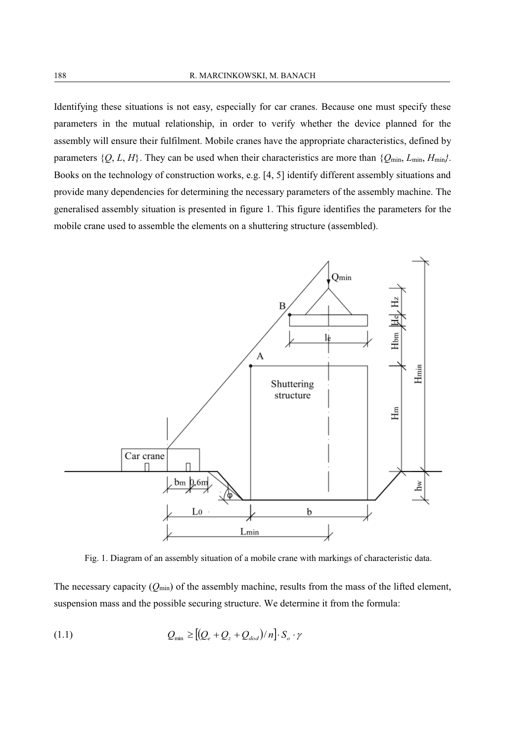Identifying these situations is not easy, especially for car cranes. Because one must specify these parameters in the mutual relationship, in order to verify whether the device planned for the assembly will ensure their fulfilment. Mobile cranes have the appropriate characteristics, defined by parameters $\{Q, L, H\}$. They can be used when their characteristics are more than $\{Q_{min}, L_{min}, H_{min}\}$. Books on the technology of construction works, e.g. [4, 5] identify different assembly situations and provide many dependencies for determining the necessary parameters of the assembly machine. The generalised assembly situation is presented in figure 1. This figure identifies the parameters for the mobile crane used to assemble the elements on a shuttering structure (assembled).

Fig. 1. Diagram of an assembly situation of a mobile crane with markings of characteristic data.

The necessary capacity ($Q_{min}$) of the assembly machine, results from the mass of the lifted element, suspension mass and the possible securing structure. We determine it from the formula:

$$Q_{min} \geq \left[ \left( Q_e + Q_z + Q_{dod} \right) / n \right] \cdot S_o \cdot \gamma \tag{1.1}$$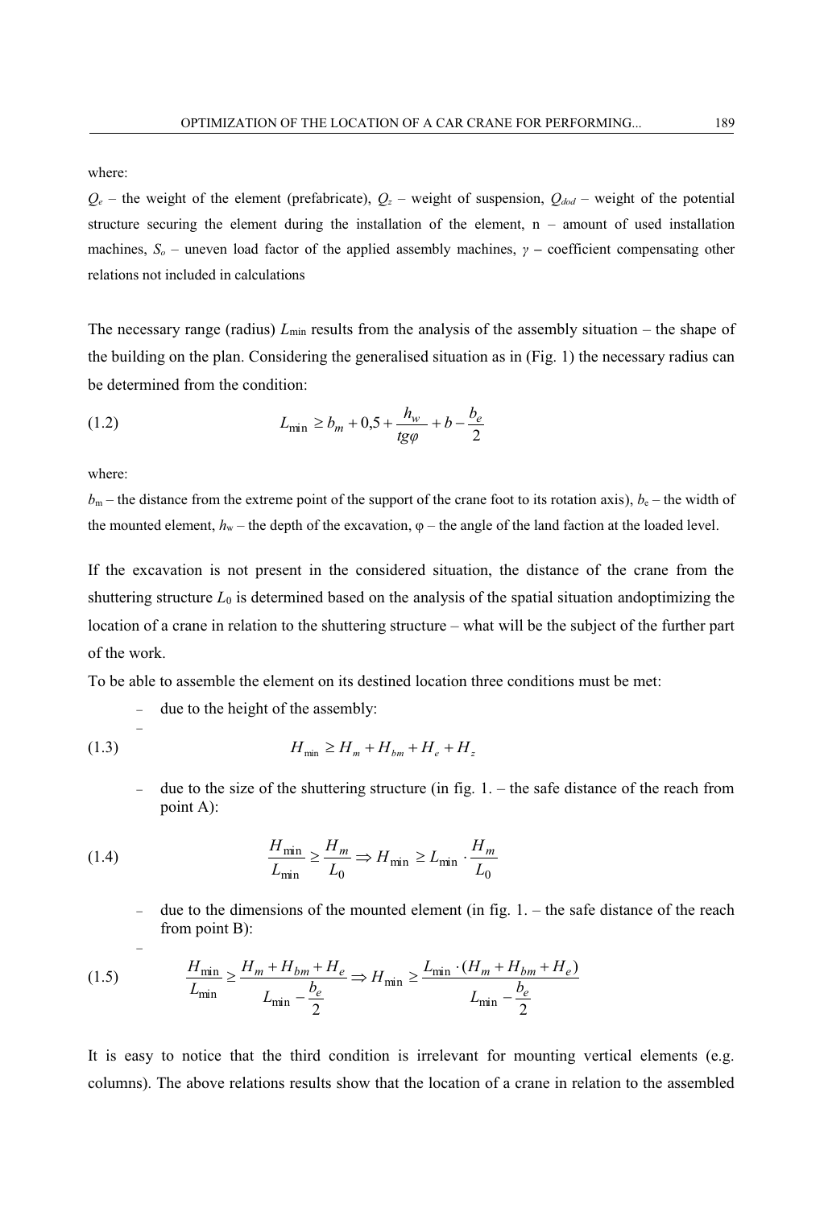where:

$Q_e$ – the weight of the element (prefabricate), $Q_z$ – weight of suspension, $Q_{dod}$ – weight of the potential structure securing the element during the installation of the element, n – amount of used installation machines, $S_o$ – uneven load factor of the applied assembly machines, $\gamma$ – coefficient compensating other relations not included in calculations

The necessary range (radius) $L_{\min}$ results from the analysis of the assembly situation – the shape of the building on the plan. Considering the generalised situation as in (Fig. 1) the necessary radius can be determined from the condition:

$$L_{\min} \geq b_m + 0{,}5 + \frac{h_w}{tg\varphi} + b - \frac{b_e}{2} \tag{1.2}$$

where:

$b_m$ – the distance from the extreme point of the support of the crane foot to its rotation axis), $b_e$ – the width of the mounted element, $h_w$ – the depth of the excavation, φ – the angle of the land faction at the loaded level.

If the excavation is not present in the considered situation, the distance of the crane from the shuttering structure $L_0$ is determined based on the analysis of the spatial situation andoptimizing the location of a crane in relation to the shuttering structure – what will be the subject of the further part of the work.

To be able to assemble the element on its destined location three conditions must be met:

- due to the height of the assembly:

$$H_{\min} \geq H_m + H_{bm} + H_e + H_z \tag{1.3}$$

- due to the size of the shuttering structure (in fig. 1. – the safe distance of the reach from point A):

$$\frac{H_{\min}}{L_{\min}} \geq \frac{H_m}{L_0} \Rightarrow H_{\min} \geq L_{\min} \cdot \frac{H_m}{L_0} \tag{1.4}$$

- due to the dimensions of the mounted element (in fig. 1. – the safe distance of the reach from point B):

$$\frac{H_{\min}}{L_{\min}} \geq \frac{H_m + H_{bm} + H_e}{L_{\min} - \frac{b_e}{2}} \Rightarrow H_{\min} \geq \frac{L_{\min} \cdot (H_m + H_{bm} + H_e)}{L_{\min} - \frac{b_e}{2}} \tag{1.5}$$

It is easy to notice that the third condition is irrelevant for mounting vertical elements (e.g. columns). The above relations results show that the location of a crane in relation to the assembled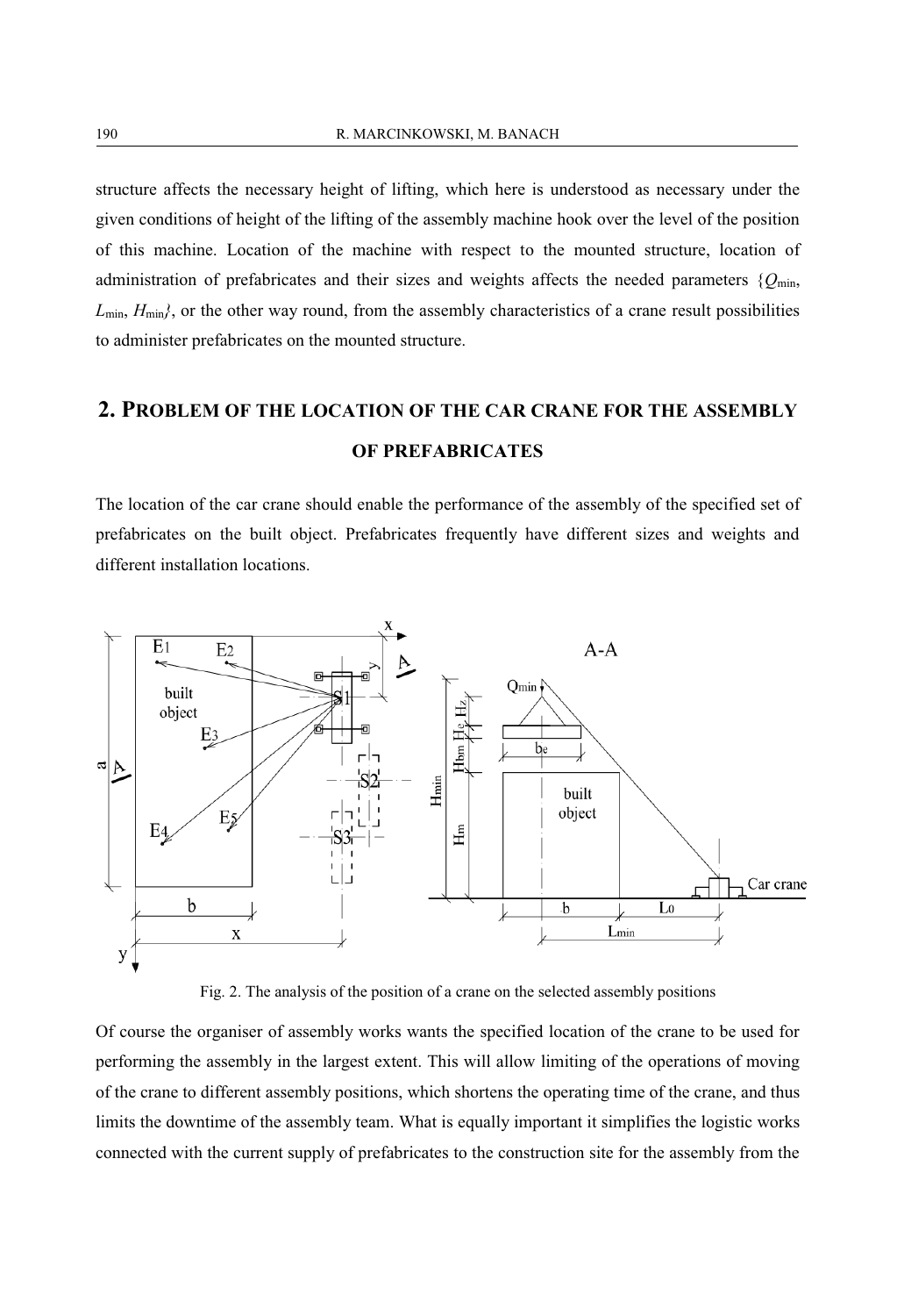structure affects the necessary height of lifting, which here is understood as necessary under the given conditions of height of the lifting of the assembly machine hook over the level of the position of this machine. Location of the machine with respect to the mounted structure, location of administration of prefabricates and their sizes and weights affects the needed parameters $\{Q_{min}, L_{min}, H_{min}\}$, or the other way round, from the assembly characteristics of a crane result possibilities to administer prefabricates on the mounted structure.

## 2. Problem of the location of the car crane for the assembly of prefabricates

The location of the car crane should enable the performance of the assembly of the specified set of prefabricates on the built object. Prefabricates frequently have different sizes and weights and different installation locations.

Fig. 2. The analysis of the position of a crane on the selected assembly positions

Of course the organiser of assembly works wants the specified location of the crane to be used for performing the assembly in the largest extent. This will allow limiting of the operations of moving of the crane to different assembly positions, which shortens the operating time of the crane, and thus limits the downtime of the assembly team. What is equally important it simplifies the logistic works connected with the current supply of prefabricates to the construction site for the assembly from the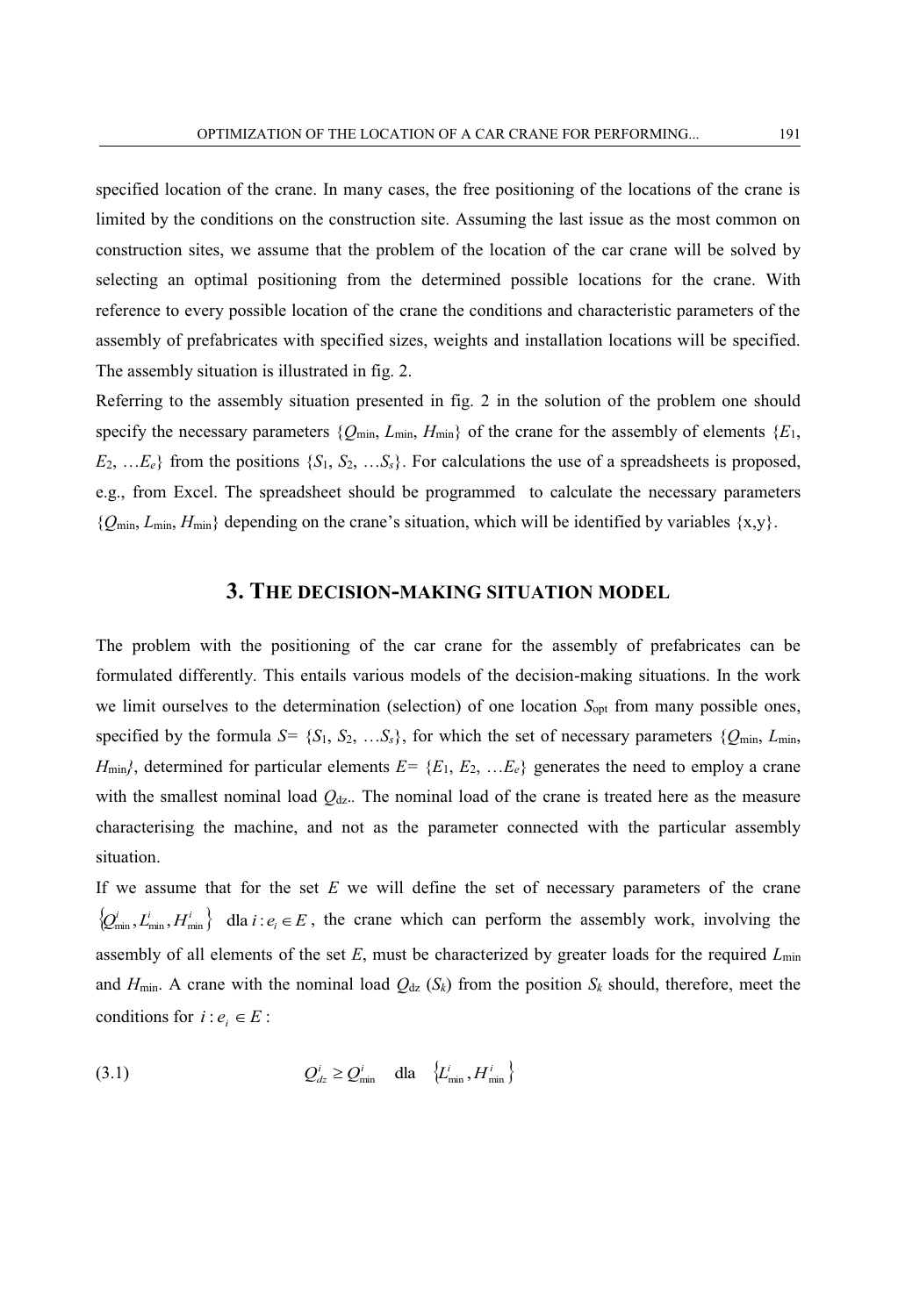specified location of the crane. In many cases, the free positioning of the locations of the crane is limited by the conditions on the construction site. Assuming the last issue as the most common on construction sites, we assume that the problem of the location of the car crane will be solved by selecting an optimal positioning from the determined possible locations for the crane. With reference to every possible location of the crane the conditions and characteristic parameters of the assembly of prefabricates with specified sizes, weights and installation locations will be specified. The assembly situation is illustrated in fig. 2.

Referring to the assembly situation presented in fig. 2 in the solution of the problem one should specify the necessary parameters $\{Q_{\min}, L_{\min}, H_{\min}\}$ of the crane for the assembly of elements $\{E_1, E_2, \ldots E_e\}$ from the positions $\{S_1, S_2, \ldots S_s\}$. For calculations the use of a spreadsheets is proposed, e.g., from Excel. The spreadsheet should be programmed to calculate the necessary parameters $\{Q_{\min}, L_{\min}, H_{\min}\}$ depending on the crane's situation, which will be identified by variables {x,y}.

## 3. The decision-making situation model

The problem with the positioning of the car crane for the assembly of prefabricates can be formulated differently. This entails various models of the decision-making situations. In the work we limit ourselves to the determination (selection) of one location $S_{\text{opt}}$ from many possible ones, specified by the formula $S= \{S_1, S_2, \ldots S_s\}$, for which the set of necessary parameters $\{Q_{\min}, L_{\min}, H_{\min}\}$, determined for particular elements $E= \{E_1, E_2, \ldots E_e\}$ generates the need to employ a crane with the smallest nominal load $Q_{\text{dz}}$.. The nominal load of the crane is treated here as the measure characterising the machine, and not as the parameter connected with the particular assembly situation.

If we assume that for the set $E$ we will define the set of necessary parameters of the crane $\{Q^i_{\min}, L^i_{\min}, H^i_{\min}\}$ dla $i : e_i \in E$, the crane which can perform the assembly work, involving the assembly of all elements of the set $E$, must be characterized by greater loads for the required $L_{\min}$ and $H_{\min}$. A crane with the nominal load $Q_{\text{dz}}$ ($S_k$) from the position $S_k$ should, therefore, meet the conditions for $i : e_i \in E$ :

$$Q^i_{dz} \geq Q^i_{\min} \quad \text{dla} \quad \{L^i_{\min}, H^i_{\min}\} \tag{3.1}$$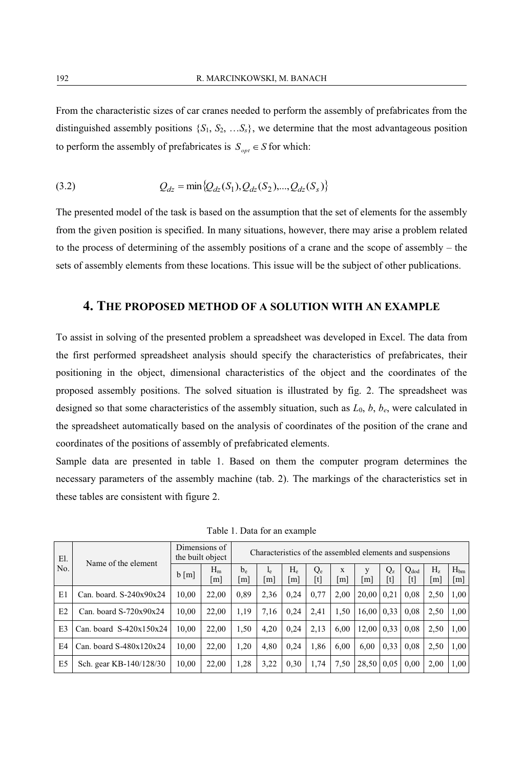From the characteristic sizes of car cranes needed to perform the assembly of prefabricates from the distinguished assembly positions $\{S_1, S_2, \ldots S_s\}$, we determine that the most advantageous position to perform the assembly of prefabricates is $S_{opt} \in S$ for which:

$$Q_{dz} = \min\{Q_{dz}(S_1), Q_{dz}(S_2), \ldots, Q_{dz}(S_s)\} \tag{3.2}$$

The presented model of the task is based on the assumption that the set of elements for the assembly from the given position is specified. In many situations, however, there may arise a problem related to the process of determining of the assembly positions of a crane and the scope of assembly – the sets of assembly elements from these locations. This issue will be the subject of other publications.

## 4. The proposed method of a solution with an example

To assist in solving of the presented problem a spreadsheet was developed in Excel. The data from the first performed spreadsheet analysis should specify the characteristics of prefabricates, their positioning in the object, dimensional characteristics of the object and the coordinates of the proposed assembly positions. The solved situation is illustrated by fig. 2. The spreadsheet was designed so that some characteristics of the assembly situation, such as $L_0$, $b$, $b_e$, were calculated in the spreadsheet automatically based on the analysis of coordinates of the position of the crane and coordinates of the positions of assembly of prefabricated elements.

Sample data are presented in table 1. Based on them the computer program determines the necessary parameters of the assembly machine (tab. 2). The markings of the characteristics set in these tables are consistent with figure 2.

Table 1. Data for an example

| El. No. | Name of the element | Dimensions of the built object | | Characteristics of the assembled elements and suspensions | | | | | | | | | |
|---|---|---|---|---|---|---|---|---|---|---|---|---|---|
| | | b [m] | $H_m$ [m] | $b_e$ [m] | $l_e$ [m] | $H_e$ [m] | $Q_e$ [t] | x [m] | y [m] | $Q_z$ [t] | $Q_{dod}$ [t] | $H_z$ [m] | $H_{bm}$ [m] |
| E1 | Can. board. S-240x90x24 | 10,00 | 22,00 | 0,89 | 2,36 | 0,24 | 0,77 | 2,00 | 20,00 | 0,21 | 0,08 | 2,50 | 1,00 |
| E2 | Can. board S-720x90x24 | 10,00 | 22,00 | 1,19 | 7,16 | 0,24 | 2,41 | 1,50 | 16,00 | 0,33 | 0,08 | 2,50 | 1,00 |
| E3 | Can. board S-420x150x24 | 10,00 | 22,00 | 1,50 | 4,20 | 0,24 | 2,13 | 6,00 | 12,00 | 0,33 | 0,08 | 2,50 | 1,00 |
| E4 | Can. board S-480x120x24 | 10,00 | 22,00 | 1,20 | 4,80 | 0,24 | 1,86 | 6,00 | 6,00 | 0,33 | 0,08 | 2,50 | 1,00 |
| E5 | Sch. gear KB-140/128/30 | 10,00 | 22,00 | 1,28 | 3,22 | 0,30 | 1,74 | 7,50 | 28,50 | 0,05 | 0,00 | 2,00 | 1,00 |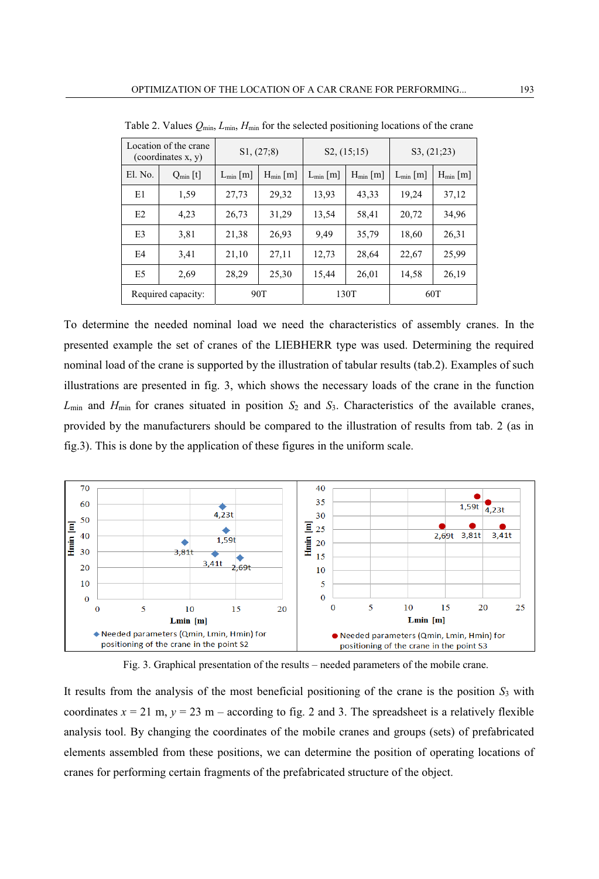Table 2. Values $Q_{min}$, $L_{min}$, $H_{min}$ for the selected positioning locations of the crane

| Location of the crane (coordinates x, y) | | S1, (27;8) | | S2, (15;15) | | S3, (21;23) | |
|---|---|---|---|---|---|---|---|
| El. No. | $Q_{min}$ [t] | $L_{min}$ [m] | $H_{min}$ [m] | $L_{min}$ [m] | $H_{min}$ [m] | $L_{min}$ [m] | $H_{min}$ [m] |
| E1 | 1,59 | 27,73 | 29,32 | 13,93 | 43,33 | 19,24 | 37,12 |
| E2 | 4,23 | 26,73 | 31,29 | 13,54 | 58,41 | 20,72 | 34,96 |
| E3 | 3,81 | 21,38 | 26,93 | 9,49 | 35,79 | 18,60 | 26,31 |
| E4 | 3,41 | 21,10 | 27,11 | 12,73 | 28,64 | 22,67 | 25,99 |
| E5 | 2,69 | 28,29 | 25,30 | 15,44 | 26,01 | 14,58 | 26,19 |
| Required capacity: | | 90T | | 130T | | 60T | |

To determine the needed nominal load we need the characteristics of assembly cranes. In the presented example the set of cranes of the LIEBHERR type was used. Determining the required nominal load of the crane is supported by the illustration of tabular results (tab.2). Examples of such illustrations are presented in fig. 3, which shows the necessary loads of the crane in the function $L_{min}$ and $H_{min}$ for cranes situated in position $S_2$ and $S_3$. Characteristics of the available cranes, provided by the manufacturers should be compared to the illustration of results from tab. 2 (as in fig.3). This is done by the application of these figures in the uniform scale.

Fig. 3. Graphical presentation of the results – needed parameters of the mobile crane.

It results from the analysis of the most beneficial positioning of the crane is the position $S_3$ with coordinates $x = 21$ m, $y = 23$ m – according to fig. 2 and 3. The spreadsheet is a relatively flexible analysis tool. By changing the coordinates of the mobile cranes and groups (sets) of prefabricated elements assembled from these positions, we can determine the position of operating locations of cranes for performing certain fragments of the prefabricated structure of the object.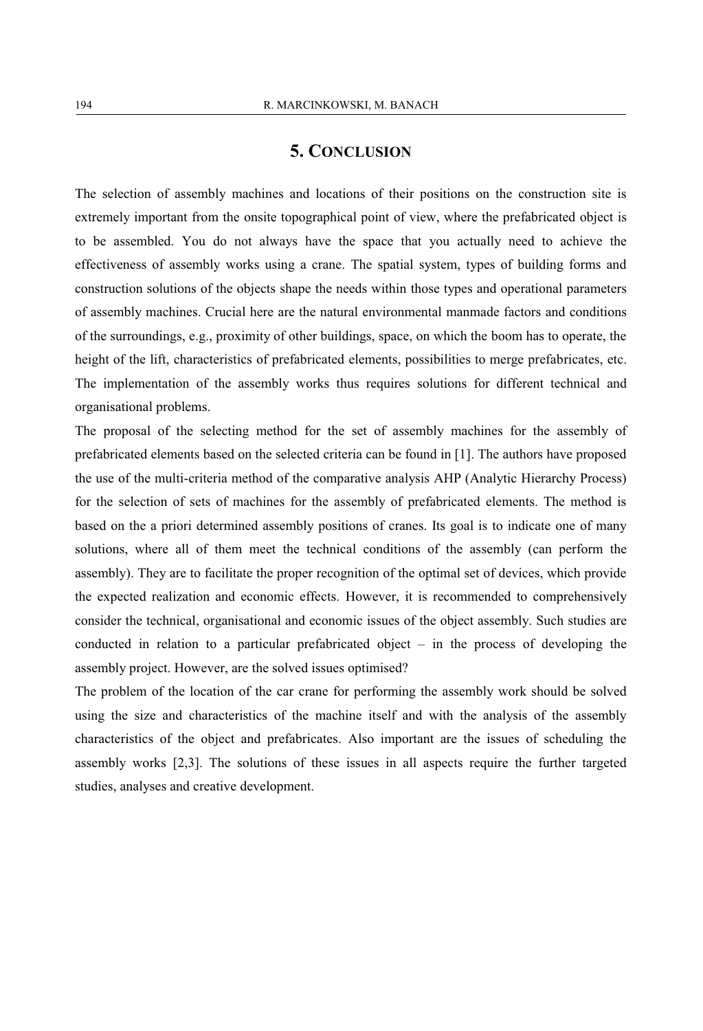## 5. Conclusion

The selection of assembly machines and locations of their positions on the construction site is extremely important from the onsite topographical point of view, where the prefabricated object is to be assembled. You do not always have the space that you actually need to achieve the effectiveness of assembly works using a crane. The spatial system, types of building forms and construction solutions of the objects shape the needs within those types and operational parameters of assembly machines. Crucial here are the natural environmental manmade factors and conditions of the surroundings, e.g., proximity of other buildings, space, on which the boom has to operate, the height of the lift, characteristics of prefabricated elements, possibilities to merge prefabricates, etc. The implementation of the assembly works thus requires solutions for different technical and organisational problems.

The proposal of the selecting method for the set of assembly machines for the assembly of prefabricated elements based on the selected criteria can be found in [1]. The authors have proposed the use of the multi-criteria method of the comparative analysis AHP (Analytic Hierarchy Process) for the selection of sets of machines for the assembly of prefabricated elements. The method is based on the a priori determined assembly positions of cranes. Its goal is to indicate one of many solutions, where all of them meet the technical conditions of the assembly (can perform the assembly). They are to facilitate the proper recognition of the optimal set of devices, which provide the expected realization and economic effects. However, it is recommended to comprehensively consider the technical, organisational and economic issues of the object assembly. Such studies are conducted in relation to a particular prefabricated object – in the process of developing the assembly project. However, are the solved issues optimised?

The problem of the location of the car crane for performing the assembly work should be solved using the size and characteristics of the machine itself and with the analysis of the assembly characteristics of the object and prefabricates. Also important are the issues of scheduling the assembly works [2,3]. The solutions of these issues in all aspects require the further targeted studies, analyses and creative development.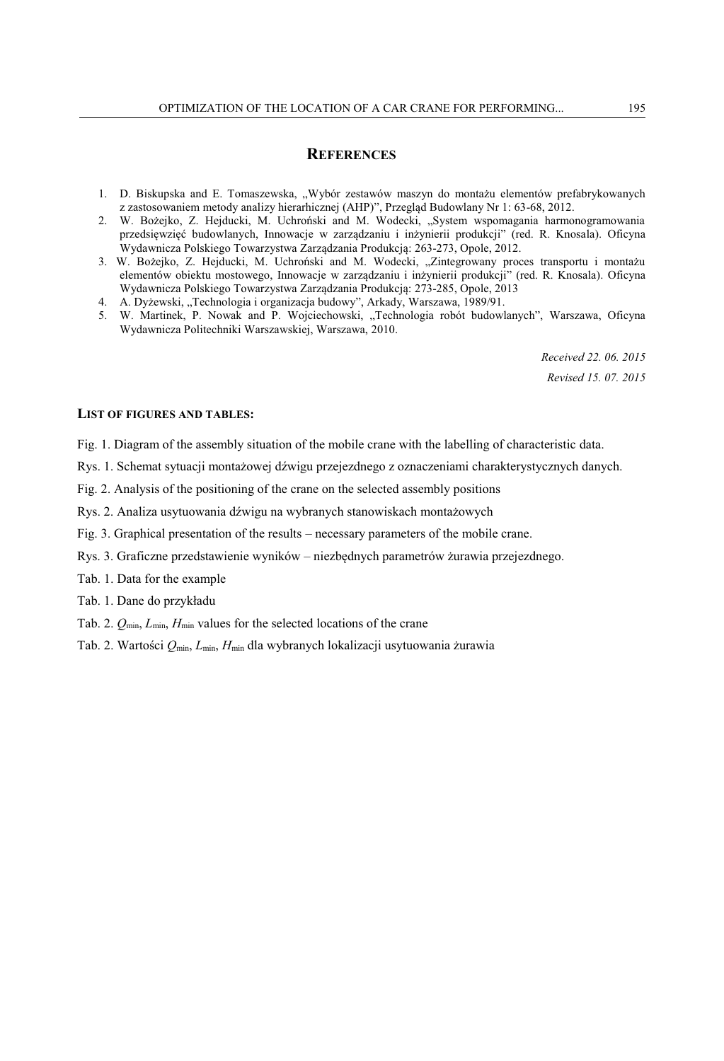## References

1. D. Biskupska and E. Tomaszewska, „Wybór zestawów maszyn do montażu elementów prefabrykowanych z zastosowaniem metody analizy hierarhicznej (AHP)", Przegląd Budowlany Nr 1: 63-68, 2012.
2. W. Bożejko, Z. Hejducki, M. Uchroński and M. Wodecki, „System wspomagania harmonogramowania przedsięwzięć budowlanych, Innowacje w zarządzaniu i inżynierii produkcji" (red. R. Knosala). Oficyna Wydawnicza Polskiego Towarzystwa Zarządzania Produkcją: 263-273, Opole, 2012.
3. W. Bożejko, Z. Hejducki, M. Uchroński and M. Wodecki, „Zintegrowany proces transportu i montażu elementów obiektu mostowego, Innowacje w zarządzaniu i inżynierii produkcji" (red. R. Knosala). Oficyna Wydawnicza Polskiego Towarzystwa Zarządzania Produkcją: 273-285, Opole, 2013
4. A. Dyżewski, „Technologia i organizacja budowy", Arkady, Warszawa, 1989/91.
5. W. Martinek, P. Nowak and P. Wojciechowski, „Technologia robót budowlanych", Warszawa, Oficyna Wydawnicza Politechniki Warszawskiej, Warszawa, 2010.

*Received 22. 06. 2015*

*Revised 15. 07. 2015*

### List of figures and tables:

Fig. 1. Diagram of the assembly situation of the mobile crane with the labelling of characteristic data.

Rys. 1. Schemat sytuacji montażowej dźwigu przejezdnego z oznaczeniami charakterystycznych danych.

Fig. 2. Analysis of the positioning of the crane on the selected assembly positions

Rys. 2. Analiza usytuowania dźwigu na wybranych stanowiskach montażowych

Fig. 3. Graphical presentation of the results – necessary parameters of the mobile crane.

Rys. 3. Graficzne przedstawienie wyników – niezbędnych parametrów żurawia przejezdnego.

Tab. 1. Data for the example

Tab. 1. Dane do przykładu

Tab. 2. $Q_{min}$, $L_{min}$, $H_{min}$ values for the selected locations of the crane

Tab. 2. Wartości $Q_{min}$, $L_{min}$, $H_{min}$ dla wybranych lokalizacji usytuowania żurawia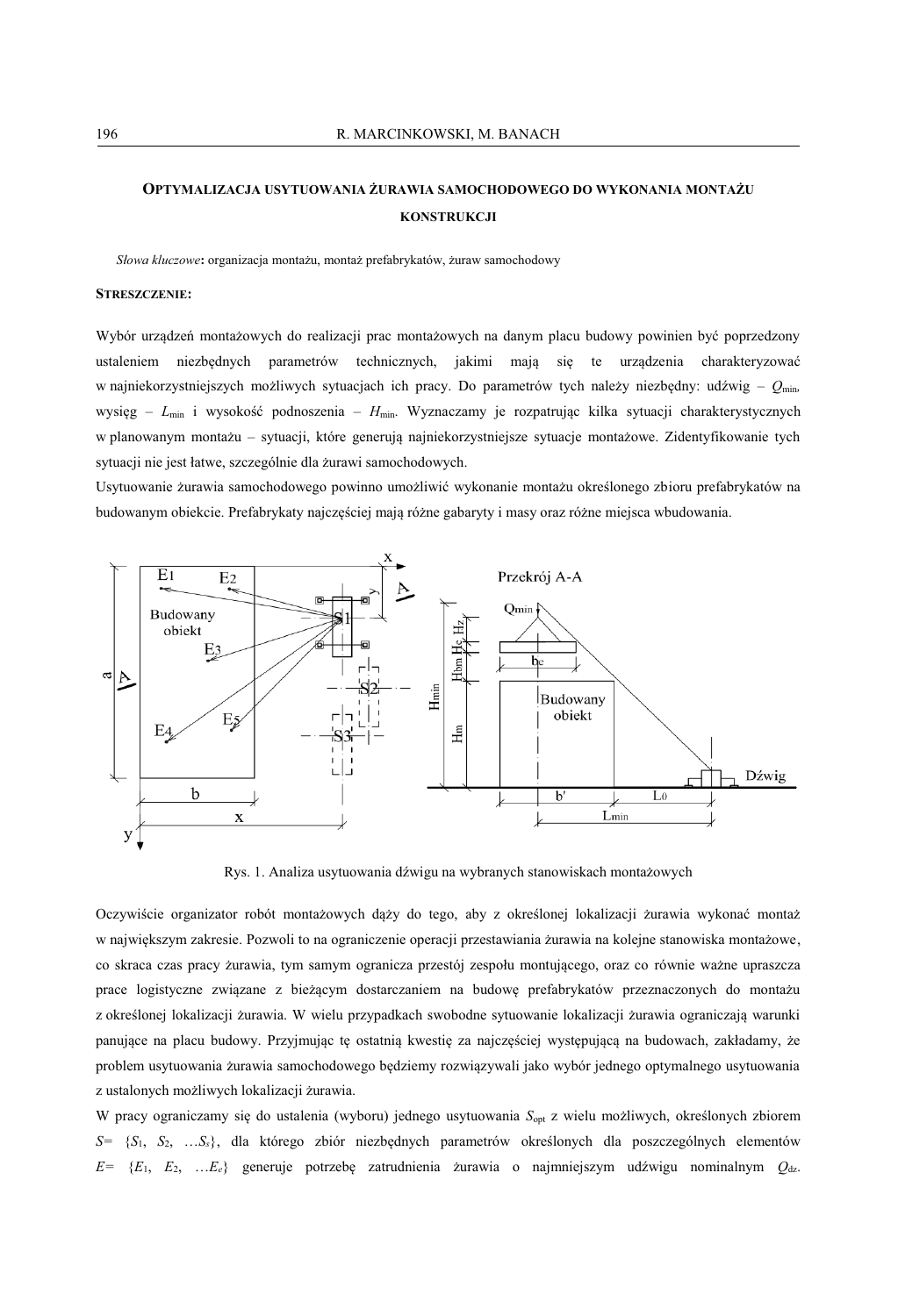### Optymalizacja usytuowania żurawia samochodowego do wykonania montażu konstrukcji

*Słowa kluczowe*: organizacja montażu, montaż prefabrykatów, żuraw samochodowy

**Streszczenie:**

Wybór urządzeń montażowych do realizacji prac montażowych na danym placu budowy powinien być poprzedzony ustaleniem niezbędnych parametrów technicznych, jakimi mają się te urządzenia charakteryzować w najniekorzystniejszych możliwych sytuacjach ich pracy. Do parametrów tych należy niezbędny: udźwig – $Q_{min}$, wysięg – $L_{min}$ i wysokość podnoszenia – $H_{min}$. Wyznaczamy je rozpatrując kilka sytuacji charakterystycznych w planowanym montażu – sytuacji, które generują najniekorzystniejsze sytuacje montażowe. Zidentyfikowanie tych sytuacji nie jest łatwe, szczególnie dla żurawi samochodowych.

Usytuowanie żurawia samochodowego powinno umożliwić wykonanie montażu określonego zbioru prefabrykatów na budowanym obiekcie. Prefabrykaty najczęściej mają różne gabaryty i masy oraz różne miejsca wbudowania.

Rys. 1. Analiza usytuowania dźwigu na wybranych stanowiskach montażowych

Oczywiście organizator robót montażowych dąży do tego, aby z określonej lokalizacji żurawia wykonać montaż w największym zakresie. Pozwoli to na ograniczenie operacji przestawiania żurawia na kolejne stanowiska montażowe, co skraca czas pracy żurawia, tym samym ogranicza przestój zespołu montującego, oraz co równie ważne upraszcza prace logistyczne związane z bieżącym dostarczaniem na budowę prefabrykatów przeznaczonych do montażu z określonej lokalizacji żurawia. W wielu przypadkach swobodne sytuowanie lokalizacji żurawia ograniczają warunki panujące na placu budowy. Przyjmując tę ostatnią kwestię za najczęściej występującą na budowach, zakładamy, że problem usytuowania żurawia samochodowego będziemy rozwiązywali jako wybór jednego optymalnego usytuowania z ustalonych możliwych lokalizacji żurawia.

W pracy ograniczamy się do ustalenia (wyboru) jednego usytuowania $S_{opt}$ z wielu możliwych, określonych zbiorem $S = \{S_1, S_2, \ldots S_s\}$, dla którego zbiór niezbędnych parametrów określonych dla poszczególnych elementów $E = \{E_1, E_2, \ldots E_e\}$ generuje potrzebę zatrudnienia żurawia o najmniejszym udźwigu nominalnym $Q_{dz}$.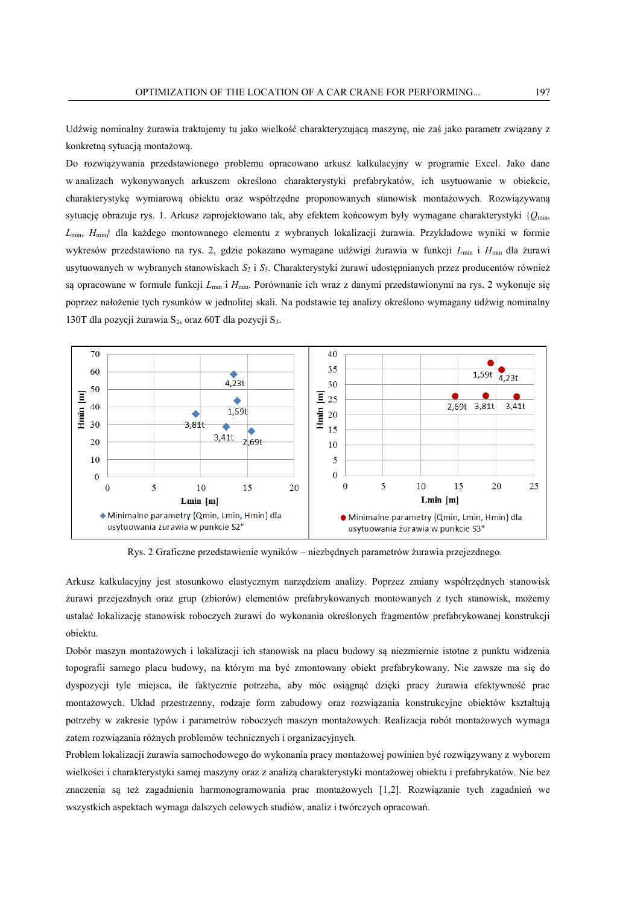Udźwig nominalny żurawia traktujemy tu jako wielkość charakteryzującą maszynę, nie zaś jako parametr związany z konkretną sytuacją montażową.

Do rozwiązywania przedstawionego problemu opracowano arkusz kalkulacyjny w programie Excel. Jako dane w analizach wykonywanych arkuszem określono charakterystyki prefabrykatów, ich usytuowanie w obiekcie, charakterystykę wymiarową obiektu oraz współrzędne proponowanych stanowisk montażowych. Rozwiązywaną sytuację obrazuje rys. 1. Arkusz zaprojektowano tak, aby efektem końcowym były wymagane charakterystyki $\{Q_{min}, L_{min}, H_{min}\}$ dla każdego montowanego elementu z wybranych lokalizacji żurawia. Przykładowe wyniki w formie wykresów przedstawiono na rys. 2, gdzie pokazano wymagane udźwigi żurawia w funkcji $L_{min}$ i $H_{min}$ dla żurawi usytuowanych w wybranych stanowiskach $S_2$ i $S_3$. Charakterystyki żurawi udostępnianych przez producentów również są opracowane w formule funkcji $L_{min}$ i $H_{min}$. Porównanie ich wraz z danymi przedstawionymi na rys. 2 wykonuje się poprzez nałożenie tych rysunków w jednolitej skali. Na podstawie tej analizy określono wymagany udźwig nominalny 130T dla pozycji żurawia $S_2$, oraz 60T dla pozycji $S_3$.

Rys. 2 Graficzne przedstawienie wyników – niezbędnych parametrów żurawia przejezdnego.

Arkusz kalkulacyjny jest stosunkowo elastycznym narzędziem analizy. Poprzez zmiany współrzędnych stanowisk żurawi przejezdnych oraz grup (zbiorów) elementów prefabrykowanych montowanych z tych stanowisk, możemy ustalać lokalizację stanowisk roboczych żurawi do wykonania określonych fragmentów prefabrykowanej konstrukcji obiektu.

Dobór maszyn montażowych i lokalizacji ich stanowisk na placu budowy są niezmiernie istotne z punktu widzenia topografii samego placu budowy, na którym ma być zmontowany obiekt prefabrykowany. Nie zawsze ma się do dyspozycji tyle miejsca, ile faktycznie potrzeba, aby móc osiągnąć dzięki pracy żurawia efektywność prac montażowych. Układ przestrzenny, rodzaje form zabudowy oraz rozwiązania konstrukcyjne obiektów kształtują potrzeby w zakresie typów i parametrów roboczych maszyn montażowych. Realizacja robót montażowych wymaga zatem rozwiązania różnych problemów technicznych i organizacyjnych.

Problem lokalizacji żurawia samochodowego do wykonania pracy montażowej powinien być rozwiązywany z wyborem wielkości i charakterystyki samej maszyny oraz z analizą charakterystyki montażowej obiektu i prefabrykatów. Nie bez znaczenia są też zagadnienia harmonogramowania prac montażowych [1,2]. Rozwiązanie tych zagadnień we wszystkich aspektach wymaga dalszych celowych studiów, analiz i twórczych opracowań.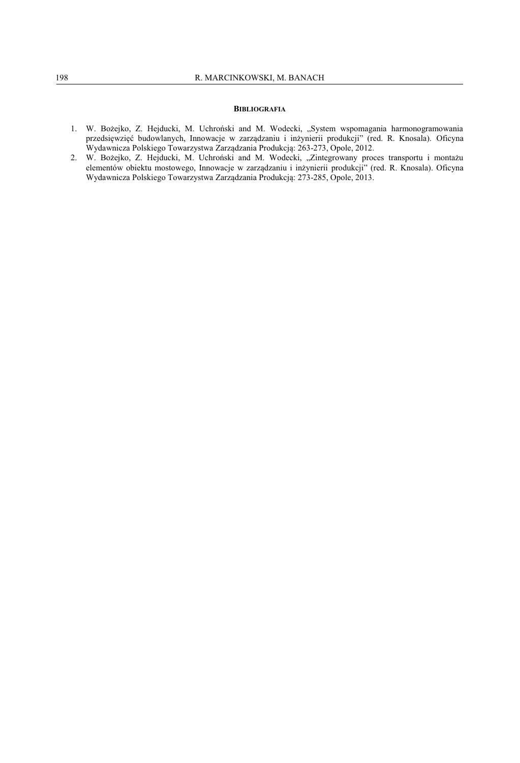## Bibliografia

1. W. Bożejko, Z. Hejducki, M. Uchroński and M. Wodecki, „System wspomagania harmonogramowania przedsięwzięć budowlanych, Innowacje w zarządzaniu i inżynierii produkcji" (red. R. Knosala). Oficyna Wydawnicza Polskiego Towarzystwa Zarządzania Produkcją: 263-273, Opole, 2012.
2. W. Bożejko, Z. Hejducki, M. Uchroński and M. Wodecki, „Zintegrowany proces transportu i montażu elementów obiektu mostowego, Innowacje w zarządzaniu i inżynierii produkcji" (red. R. Knosala). Oficyna Wydawnicza Polskiego Towarzystwa Zarządzania Produkcją: 273-285, Opole, 2013.